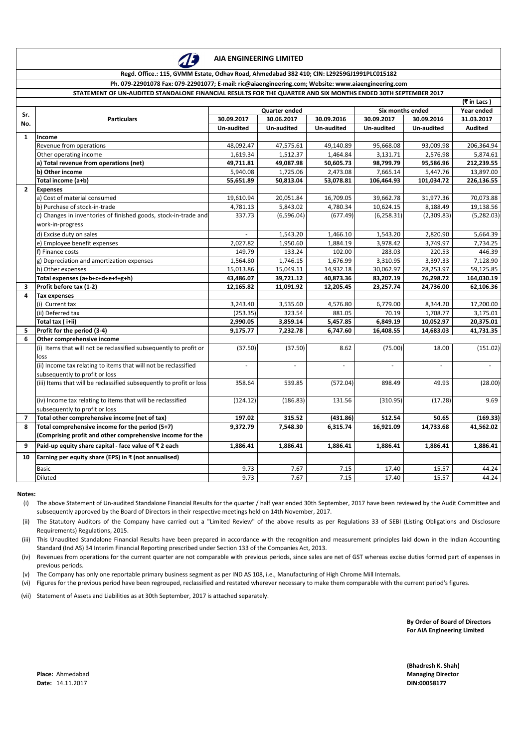# AIA ENGINEERING LIMITED

**Regd. Office.: 115, GVMM Estate, Odhav Road, Ahmedabad 382 410; CIN: L29259GJ1991PLC015182**

**Ph. 079-22901078 Fax: 079-22901077; E-mail: ric@aiaengineering.com; Website: www.aiaengineering.com**

**STATEMENT OF UN-AUDITED STANDALONE FINANCIAL RESULTS FOR THE QUARTER AND SIX MONTHS ENDED 30TH SEPTEMBER 2017**

(₹ in Lacs )

| Sr. No. | Particulars | Quarter ended | | | Six months ended | | Year ended |
|---|---|---|---|---|---|---|---|
| | | 30.09.2017 | 30.06.2017 | 30.09.2016 | 30.09.2017 | 30.09.2016 | 31.03.2017 |
| | | Un-audited | Un-audited | Un-audited | Un-audited | Un-audited | Audited |
| **1** | **Income** | | | | | | |
| | Revenue from operations | 48,092.47 | 47,575.61 | 49,140.89 | 95,668.08 | 93,009.98 | 206,364.94 |
| | Other operating income | 1,619.34 | 1,512.37 | 1,464.84 | 3,131.71 | 2,576.98 | 5,874.61 |
| | **a) Total revenue from operations (net)** | **49,711.81** | **49,087.98** | **50,605.73** | **98,799.79** | **95,586.96** | **212,239.55** |
| | **b) Other income** | **5,940.08** | **1,725.06** | **2,473.08** | **7,665.14** | **5,447.76** | **13,897.00** |
| | **Total income (a+b)** | **55,651.89** | **50,813.04** | **53,078.81** | **106,464.93** | **101,034.72** | **226,136.55** |
| **2** | **Expenses** | | | | | | |
| | a) Cost of material consumed | 19,610.94 | 20,051.84 | 16,709.05 | 39,662.78 | 31,977.36 | 70,073.88 |
| | b) Purchase of stock-in-trade | 4,781.13 | 5,843.02 | 4,780.34 | 10,624.15 | 8,188.49 | 19,138.56 |
| | c) Changes in inventories of finished goods, stock-in-trade and work-in-progress | 337.73 | (6,596.04) | (677.49) | (6,258.31) | (2,309.83) | (5,282.03) |
| | d) Excise duty on sales | - | 1,543.20 | 1,466.10 | 1,543.20 | 2,820.90 | 5,664.39 |
| | e) Employee benefit expenses | 2,027.82 | 1,950.60 | 1,884.19 | 3,978.42 | 3,749.97 | 7,734.25 |
| | f) Finance costs | 149.79 | 133.24 | 102.00 | 283.03 | 220.53 | 446.39 |
| | g) Depreciation and amortization expenses | 1,564.80 | 1,746.15 | 1,676.99 | 3,310.95 | 3,397.33 | 7,128.90 |
| | h) Other expenses | 15,013.86 | 15,049.11 | 14,932.18 | 30,062.97 | 28,253.97 | 59,125.85 |
| | **Total expenses (a+b+c+d+e+f+g+h)** | **43,486.07** | **39,721.12** | **40,873.36** | **83,207.19** | **76,298.72** | **164,030.19** |
| **3** | **Profit before tax (1-2)** | **12,165.82** | **11,091.92** | **12,205.45** | **23,257.74** | **24,736.00** | **62,106.36** |
| **4** | **Tax expenses** | | | | | | |
| | (i) Current tax | 3,243.40 | 3,535.60 | 4,576.80 | 6,779.00 | 8,344.20 | 17,200.00 |
| | (ii) Deferred tax | (253.35) | 323.54 | 881.05 | 70.19 | 1,708.77 | 3,175.01 |
| | **Total tax ( i+ii)** | **2,990.05** | **3,859.14** | **5,457.85** | **6,849.19** | **10,052.97** | **20,375.01** |
| **5** | **Profit for the period (3-4)** | **9,175.77** | **7,232.78** | **6,747.60** | **16,408.55** | **14,683.03** | **41,731.35** |
| **6** | **Other comprehensive income** | | | | | | |
| | (i) Items that will not be reclassified subsequently to profit or loss | (37.50) | (37.50) | 8.62 | (75.00) | 18.00 | (151.02) |
| | (ii) Income tax relating to items that will not be reclassified subsequently to profit or loss | - | - | - | - | - | - |
| | (iii) Items that will be reclassified subsequently to profit or loss | 358.64 | 539.85 | (572.04) | 898.49 | 49.93 | (28.00) |
| | (iv) Income tax relating to items that will be reclassified subsequently to profit or loss | (124.12) | (186.83) | 131.56 | (310.95) | (17.28) | 9.69 |
| **7** | **Total other comprehensive income (net of tax)** | **197.02** | **315.52** | **(431.86)** | **512.54** | **50.65** | **(169.33)** |
| **8** | **Total comprehensive income for the period (5+7) (Comprising profit and other comprehensive income for the** | **9,372.79** | **7,548.30** | **6,315.74** | **16,921.09** | **14,733.68** | **41,562.02** |
| **9** | **Paid-up equity share capital - face value of ₹ 2 each** | **1,886.41** | **1,886.41** | **1,886.41** | **1,886.41** | **1,886.41** | **1,886.41** |
| **10** | **Earning per equity share (EPS) in ₹ (not annualised)** | | | | | | |
| | Basic | 9.73 | 7.67 | 7.15 | 17.40 | 15.57 | 44.24 |
| | Diluted | 9.73 | 7.67 | 7.15 | 17.40 | 15.57 | 44.24 |

**Notes:**

(i) The above Statement of Un-audited Standalone Financial Results for the quarter / half year ended 30th September, 2017 have been reviewed by the Audit Committee and subsequently approved by the Board of Directors in their respective meetings held on 14th November, 2017.

(ii) The Statutory Auditors of the Company have carried out a "Limited Review" of the above results as per Regulations 33 of SEBI (Listing Obligations and Disclosure Requirements) Regulations, 2015.

(iii) This Unaudited Standalone Financial Results have been prepared in accordance with the recognition and measurement principles laid down in the Indian Accounting Standard (Ind AS) 34 Interim Financial Reporting prescribed under Section 133 of the Companies Act, 2013.

(iv) Revenues from operations for the current quarter are not comparable with previous periods, since sales are net of GST whereas excise duties formed part of expenses in previous periods.

(v) The Company has only one reportable primary business segment as per IND AS 108, i.e., Manufacturing of High Chrome Mill Internals.

(vi) Figures for the previous period have been regrouped, reclassified and restated wherever necessary to make them comparable with the current period's figures.

(vii) Statement of Assets and Liabilities as at 30th September, 2017 is attached separately.

**By Order of Board of Directors**
**For AIA Engineering Limited**

**(Bhadresh K. Shah)**
**Managing Director**
**DIN:00058177**

**Place:** Ahmedabad
**Date:** 14.11.2017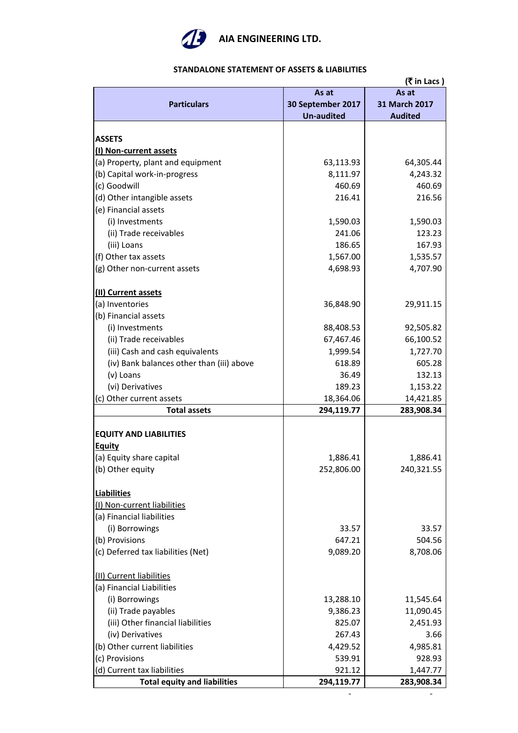# AIA ENGINEERING LTD.

## STANDALONE STATEMENT OF ASSETS & LIABILITIES

(₹ in Lacs )

| Particulars | As at 30 September 2017 Un-audited | As at 31 March 2017 Audited |
|---|---|---|
| **ASSETS** | | |
| **(I) Non-current assets** | | |
| (a) Property, plant and equipment | 63,113.93 | 64,305.44 |
| (b) Capital work-in-progress | 8,111.97 | 4,243.32 |
| (c) Goodwill | 460.69 | 460.69 |
| (d) Other intangible assets | 216.41 | 216.56 |
| (e) Financial assets | | |
| (i) Investments | 1,590.03 | 1,590.03 |
| (ii) Trade receivables | 241.06 | 123.23 |
| (iii) Loans | 186.65 | 167.93 |
| (f) Other tax assets | 1,567.00 | 1,535.57 |
| (g) Other non-current assets | 4,698.93 | 4,707.90 |
| **(II) Current assets** | | |
| (a) Inventories | 36,848.90 | 29,911.15 |
| (b) Financial assets | | |
| (i) Investments | 88,408.53 | 92,505.82 |
| (ii) Trade receivables | 67,467.46 | 66,100.52 |
| (iii) Cash and cash equivalents | 1,999.54 | 1,727.70 |
| (iv) Bank balances other than (iii) above | 618.89 | 605.28 |
| (v) Loans | 36.49 | 132.13 |
| (vi) Derivatives | 189.23 | 1,153.22 |
| (c) Other current assets | 18,364.06 | 14,421.85 |
| **Total assets** | **294,119.77** | **283,908.34** |
| **EQUITY AND LIABILITIES** | | |
| **Equity** | | |
| (a) Equity share capital | 1,886.41 | 1,886.41 |
| (b) Other equity | 252,806.00 | 240,321.55 |
| **Liabilities** | | |
| (I) Non-current liabilities | | |
| (a) Financial liabilities | | |
| (i) Borrowings | 33.57 | 33.57 |
| (b) Provisions | 647.21 | 504.56 |
| (c) Deferred tax liabilities (Net) | 9,089.20 | 8,708.06 |
| (II) Current liabilities | | |
| (a) Financial Liabilities | | |
| (i) Borrowings | 13,288.10 | 11,545.64 |
| (ii) Trade payables | 9,386.23 | 11,090.45 |
| (iii) Other financial liabilities | 825.07 | 2,451.93 |
| (iv) Derivatives | 267.43 | 3.66 |
| (b) Other current liabilities | 4,429.52 | 4,985.81 |
| (c) Provisions | 539.91 | 928.93 |
| (d) Current tax liabilities | 921.12 | 1,447.77 |
| **Total equity and liabilities** | **294,119.77** | **283,908.34** |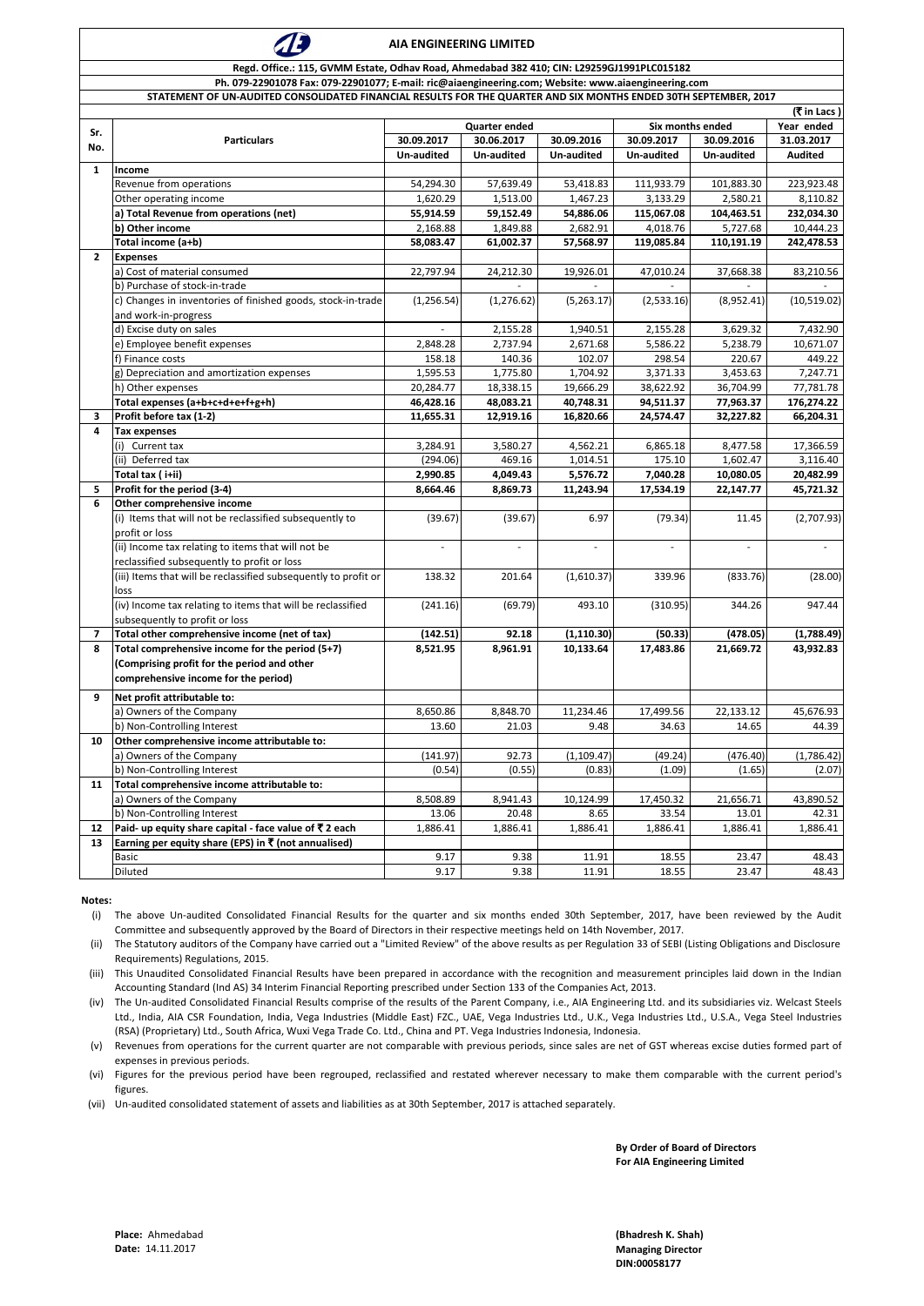# AIA ENGINEERING LIMITED

**Regd. Office.: 115, GVMM Estate, Odhav Road, Ahmedabad 382 410; CIN: L29259GJ1991PLC015182**

**Ph. 079-22901078 Fax: 079-22901077; E-mail: ric@aiaengineering.com; Website: www.aiaengineering.com**

**STATEMENT OF UN-AUDITED CONSOLIDATED FINANCIAL RESULTS FOR THE QUARTER AND SIX MONTHS ENDED 30TH SEPTEMBER, 2017**

(₹ in Lacs )

| Sr. No. | Particulars | Quarter ended | | | Six months ended | | Year ended |
|---|---|---|---|---|---|---|---|
| | | 30.09.2017 | 30.06.2017 | 30.09.2016 | 30.09.2017 | 30.09.2016 | 31.03.2017 |
| | | Un-audited | Un-audited | Un-audited | Un-audited | Un-audited | Audited |
| **1** | **Income** | | | | | | |
| | Revenue from operations | 54,294.30 | 57,639.49 | 53,418.83 | 111,933.79 | 101,883.30 | 223,923.48 |
| | Other operating income | 1,620.29 | 1,513.00 | 1,467.23 | 3,133.29 | 2,580.21 | 8,110.82 |
| | **a) Total Revenue from operations (net)** | **55,914.59** | **59,152.49** | **54,886.06** | **115,067.08** | **104,463.51** | **232,034.30** |
| | **b) Other income** | **2,168.88** | **1,849.88** | **2,682.91** | **4,018.76** | **5,727.68** | **10,444.23** |
| | **Total income (a+b)** | **58,083.47** | **61,002.37** | **57,568.97** | **119,085.84** | **110,191.19** | **242,478.53** |
| **2** | **Expenses** | | | | | | |
| | a) Cost of material consumed | 22,797.94 | 24,212.30 | 19,926.01 | 47,010.24 | 37,668.38 | 83,210.56 |
| | b) Purchase of stock-in-trade | | - | - | - | - | - |
| | c) Changes in inventories of finished goods, stock-in-trade and work-in-progress | (1,256.54) | (1,276.62) | (5,263.17) | (2,533.16) | (8,952.41) | (10,519.02) |
| | d) Excise duty on sales | - | 2,155.28 | 1,940.51 | 2,155.28 | 3,629.32 | 7,432.90 |
| | e) Employee benefit expenses | 2,848.28 | 2,737.94 | 2,671.68 | 5,586.22 | 5,238.79 | 10,671.07 |
| | f) Finance costs | 158.18 | 140.36 | 102.07 | 298.54 | 220.67 | 449.22 |
| | g) Depreciation and amortization expenses | 1,595.53 | 1,775.80 | 1,704.92 | 3,371.33 | 3,453.63 | 7,247.71 |
| | h) Other expenses | 20,284.77 | 18,338.15 | 19,666.29 | 38,622.92 | 36,704.99 | 77,781.78 |
| | **Total expenses (a+b+c+d+e+f+g+h)** | **46,428.16** | **48,083.21** | **40,748.31** | **94,511.37** | **77,963.37** | **176,274.22** |
| **3** | **Profit before tax (1-2)** | **11,655.31** | **12,919.16** | **16,820.66** | **24,574.47** | **32,227.82** | **66,204.31** |
| **4** | **Tax expenses** | | | | | | |
| | (i) Current tax | 3,284.91 | 3,580.27 | 4,562.21 | 6,865.18 | 8,477.58 | 17,366.59 |
| | (ii) Deferred tax | (294.06) | 469.16 | 1,014.51 | 175.10 | 1,602.47 | 3,116.40 |
| | **Total tax ( i+ii)** | **2,990.85** | **4,049.43** | **5,576.72** | **7,040.28** | **10,080.05** | **20,482.99** |
| **5** | **Profit for the period (3-4)** | **8,664.46** | **8,869.73** | **11,243.94** | **17,534.19** | **22,147.77** | **45,721.32** |
| **6** | **Other comprehensive income** | | | | | | |
| | (i) Items that will not be reclassified subsequently to profit or loss | (39.67) | (39.67) | 6.97 | (79.34) | 11.45 | (2,707.93) |
| | (ii) Income tax relating to items that will not be reclassified subsequently to profit or loss | - | - | - | - | - | - |
| | (iii) Items that will be reclassified subsequently to profit or loss | 138.32 | 201.64 | (1,610.37) | 339.96 | (833.76) | (28.00) |
| | (iv) Income tax relating to items that will be reclassified subsequently to profit or loss | (241.16) | (69.79) | 493.10 | (310.95) | 344.26 | 947.44 |
| **7** | **Total other comprehensive income (net of tax)** | **(142.51)** | **92.18** | **(1,110.30)** | **(50.33)** | **(478.05)** | **(1,788.49)** |
| **8** | **Total comprehensive income for the period (5+7) (Comprising profit for the period and other comprehensive income for the period)** | **8,521.95** | **8,961.91** | **10,133.64** | **17,483.86** | **21,669.72** | **43,932.83** |
| **9** | **Net profit attributable to:** | | | | | | |
| | a) Owners of the Company | 8,650.86 | 8,848.70 | 11,234.46 | 17,499.56 | 22,133.12 | 45,676.93 |
| | b) Non-Controlling Interest | 13.60 | 21.03 | 9.48 | 34.63 | 14.65 | 44.39 |
| **10** | **Other comprehensive income attributable to:** | | | | | | |
| | a) Owners of the Company | (141.97) | 92.73 | (1,109.47) | (49.24) | (476.40) | (1,786.42) |
| | b) Non-Controlling Interest | (0.54) | (0.55) | (0.83) | (1.09) | (1.65) | (2.07) |
| **11** | **Total comprehensive income attributable to:** | | | | | | |
| | a) Owners of the Company | 8,508.89 | 8,941.43 | 10,124.99 | 17,450.32 | 21,656.71 | 43,890.52 |
| | b) Non-Controlling Interest | 13.06 | 20.48 | 8.65 | 33.54 | 13.01 | 42.31 |
| **12** | **Paid- up equity share capital - face value of ₹ 2 each** | 1,886.41 | 1,886.41 | 1,886.41 | 1,886.41 | 1,886.41 | 1,886.41 |
| **13** | **Earning per equity share (EPS) in ₹ (not annualised)** | | | | | | |
| | Basic | 9.17 | 9.38 | 11.91 | 18.55 | 23.47 | 48.43 |
| | Diluted | 9.17 | 9.38 | 11.91 | 18.55 | 23.47 | 48.43 |

**Notes:**

(i) The above Un-audited Consolidated Financial Results for the quarter and six months ended 30th September, 2017, have been reviewed by the Audit Committee and subsequently approved by the Board of Directors in their respective meetings held on 14th November, 2017.

(ii) The Statutory auditors of the Company have carried out a "Limited Review" of the above results as per Regulation 33 of SEBI (Listing Obligations and Disclosure Requirements) Regulations, 2015.

(iii) This Unaudited Consolidated Financial Results have been prepared in accordance with the recognition and measurement principles laid down in the Indian Accounting Standard (Ind AS) 34 Interim Financial Reporting prescribed under Section 133 of the Companies Act, 2013.

(iv) The Un-audited Consolidated Financial Results comprise of the results of the Parent Company, i.e., AIA Engineering Ltd. and its subsidiaries viz. Welcast Steels Ltd., India, AIA CSR Foundation, India, Vega Industries (Middle East) FZC., UAE, Vega Industries Ltd., U.K., Vega Industries Ltd., U.S.A., Vega Steel Industries (RSA) (Proprietary) Ltd., South Africa, Wuxi Vega Trade Co. Ltd., China and PT. Vega Industries Indonesia, Indonesia.

(v) Revenues from operations for the current quarter are not comparable with previous periods, since sales are net of GST whereas excise duties formed part of expenses in previous periods.

(vi) Figures for the previous period have been regrouped, reclassified and restated wherever necessary to make them comparable with the current period's figures.

(vii) Un-audited consolidated statement of assets and liabilities as at 30th September, 2017 is attached separately.

**By Order of Board of Directors**
**For AIA Engineering Limited**

**Place:** Ahmedabad
**Date:** 14.11.2017

**(Bhadresh K. Shah)**
**Managing Director**
**DIN:00058177**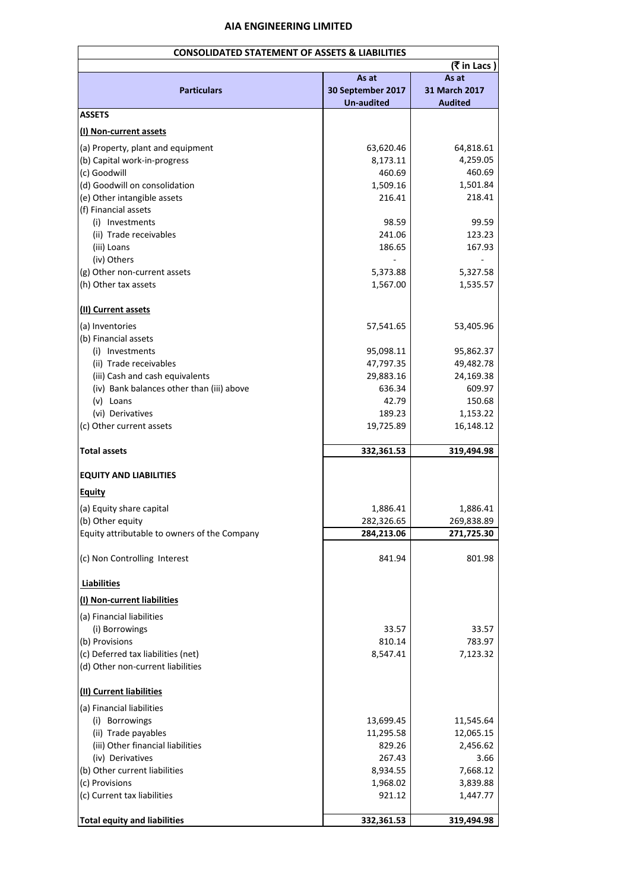# AIA ENGINEERING LIMITED

| CONSOLIDATED STATEMENT OF ASSETS & LIABILITIES | | |
|---|---|---|
| | | (₹ in Lacs ) |
| **Particulars** | **As at 30 September 2017 Un-audited** | **As at 31 March 2017 Audited** |
| **ASSETS** | | |
| **(I) Non-current assets** | | |
| (a) Property, plant and equipment | 63,620.46 | 64,818.61 |
| (b) Capital work-in-progress | 8,173.11 | 4,259.05 |
| (c) Goodwill | 460.69 | 460.69 |
| (d) Goodwill on consolidation | 1,509.16 | 1,501.84 |
| (e) Other intangible assets | 216.41 | 218.41 |
| (f) Financial assets | | |
| (i) Investments | 98.59 | 99.59 |
| (ii) Trade receivables | 241.06 | 123.23 |
| (iii) Loans | 186.65 | 167.93 |
| (iv) Others | - | - |
| (g) Other non-current assets | 5,373.88 | 5,327.58 |
| (h) Other tax assets | 1,567.00 | 1,535.57 |
| **(II) Current assets** | | |
| (a) Inventories | 57,541.65 | 53,405.96 |
| (b) Financial assets | | |
| (i) Investments | 95,098.11 | 95,862.37 |
| (ii) Trade receivables | 47,797.35 | 49,482.78 |
| (iii) Cash and cash equivalents | 29,883.16 | 24,169.38 |
| (iv) Bank balances other than (iii) above | 636.34 | 609.97 |
| (v) Loans | 42.79 | 150.68 |
| (vi) Derivatives | 189.23 | 1,153.22 |
| (c) Other current assets | 19,725.89 | 16,148.12 |
| **Total assets** | **332,361.53** | **319,494.98** |
| **EQUITY AND LIABILITIES** | | |
| **Equity** | | |
| (a) Equity share capital | 1,886.41 | 1,886.41 |
| (b) Other equity | 282,326.65 | 269,838.89 |
| Equity attributable to owners of the Company | **284,213.06** | **271,725.30** |
| (c) Non Controlling Interest | 841.94 | 801.98 |
| **Liabilities** | | |
| **(I) Non-current liabilities** | | |
| (a) Financial liabilities | | |
| (i) Borrowings | 33.57 | 33.57 |
| (b) Provisions | 810.14 | 783.97 |
| (c) Deferred tax liabilities (net) | 8,547.41 | 7,123.32 |
| (d) Other non-current liabilities | | |
| **(II) Current liabilities** | | |
| (a) Financial liabilities | | |
| (i) Borrowings | 13,699.45 | 11,545.64 |
| (ii) Trade payables | 11,295.58 | 12,065.15 |
| (iii) Other financial liabilities | 829.26 | 2,456.62 |
| (iv) Derivatives | 267.43 | 3.66 |
| (b) Other current liabilities | 8,934.55 | 7,668.12 |
| (c) Provisions | 1,968.02 | 3,839.88 |
| (c) Current tax liabilities | 921.12 | 1,447.77 |
| **Total equity and liabilities** | **332,361.53** | **319,494.98** |